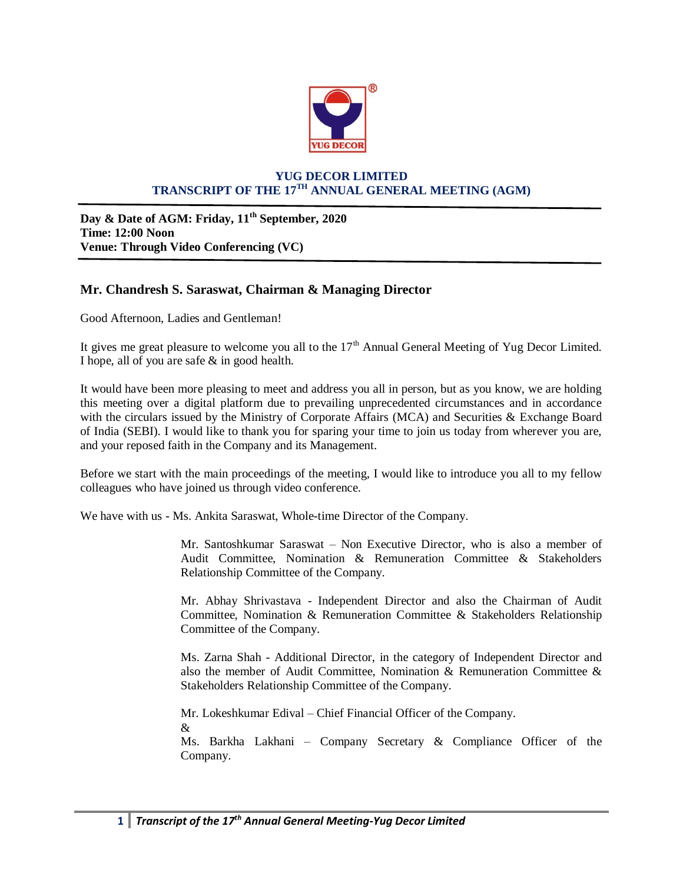# YUG DECOR LIMITED
## TRANSCRIPT OF THE 17TH ANNUAL GENERAL MEETING (AGM)

**Day & Date of AGM: Friday, 11th September, 2020**
**Time: 12:00 Noon**
**Venue: Through Video Conferencing (VC)**

### Mr. Chandresh S. Saraswat, Chairman & Managing Director

Good Afternoon, Ladies and Gentleman!

It gives me great pleasure to welcome you all to the 17th Annual General Meeting of Yug Decor Limited. I hope, all of you are safe & in good health.

It would have been more pleasing to meet and address you all in person, but as you know, we are holding this meeting over a digital platform due to prevailing unprecedented circumstances and in accordance with the circulars issued by the Ministry of Corporate Affairs (MCA) and Securities & Exchange Board of India (SEBI). I would like to thank you for sparing your time to join us today from wherever you are, and your reposed faith in the Company and its Management.

Before we start with the main proceedings of the meeting, I would like to introduce you all to my fellow colleagues who have joined us through video conference.

We have with us - Ms. Ankita Saraswat, Whole-time Director of the Company.

Mr. Santoshkumar Saraswat – Non Executive Director, who is also a member of Audit Committee, Nomination & Remuneration Committee & Stakeholders Relationship Committee of the Company.

Mr. Abhay Shrivastava - Independent Director and also the Chairman of Audit Committee, Nomination & Remuneration Committee & Stakeholders Relationship Committee of the Company.

Ms. Zarna Shah - Additional Director, in the category of Independent Director and also the member of Audit Committee, Nomination & Remuneration Committee & Stakeholders Relationship Committee of the Company.

Mr. Lokeshkumar Edival – Chief Financial Officer of the Company.
&
Ms. Barkha Lakhani – Company Secretary & Compliance Officer of the Company.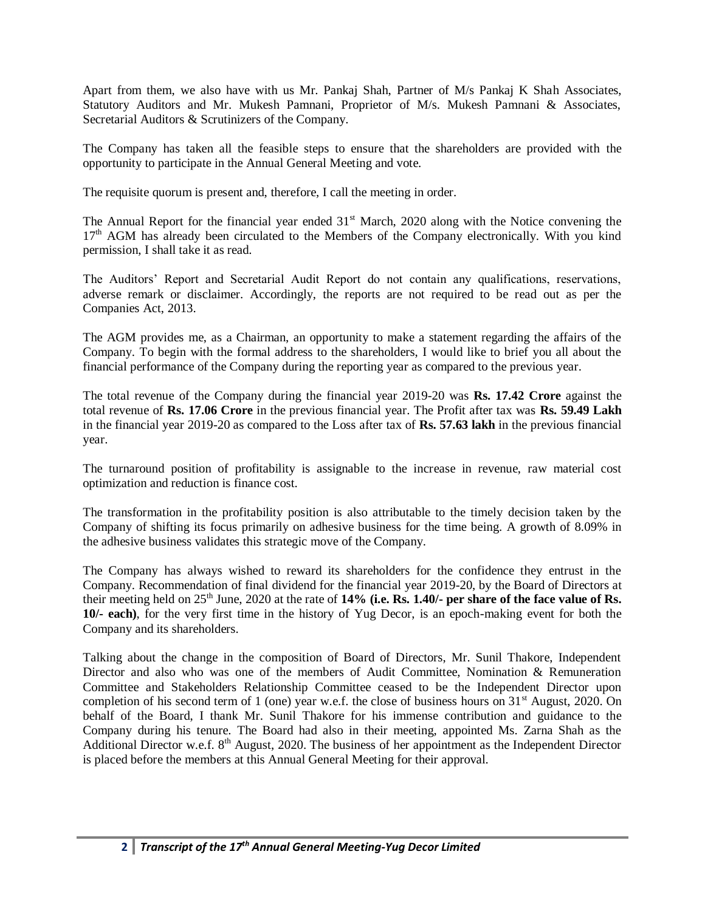Apart from them, we also have with us Mr. Pankaj Shah, Partner of M/s Pankaj K Shah Associates, Statutory Auditors and Mr. Mukesh Pamnani, Proprietor of M/s. Mukesh Pamnani & Associates, Secretarial Auditors & Scrutinizers of the Company.

The Company has taken all the feasible steps to ensure that the shareholders are provided with the opportunity to participate in the Annual General Meeting and vote.

The requisite quorum is present and, therefore, I call the meeting in order.

The Annual Report for the financial year ended 31st March, 2020 along with the Notice convening the 17th AGM has already been circulated to the Members of the Company electronically. With you kind permission, I shall take it as read.

The Auditors' Report and Secretarial Audit Report do not contain any qualifications, reservations, adverse remark or disclaimer. Accordingly, the reports are not required to be read out as per the Companies Act, 2013.

The AGM provides me, as a Chairman, an opportunity to make a statement regarding the affairs of the Company. To begin with the formal address to the shareholders, I would like to brief you all about the financial performance of the Company during the reporting year as compared to the previous year.

The total revenue of the Company during the financial year 2019-20 was **Rs. 17.42 Crore** against the total revenue of **Rs. 17.06 Crore** in the previous financial year. The Profit after tax was **Rs. 59.49 Lakh** in the financial year 2019-20 as compared to the Loss after tax of **Rs. 57.63 lakh** in the previous financial year.

The turnaround position of profitability is assignable to the increase in revenue, raw material cost optimization and reduction is finance cost.

The transformation in the profitability position is also attributable to the timely decision taken by the Company of shifting its focus primarily on adhesive business for the time being. A growth of 8.09% in the adhesive business validates this strategic move of the Company.

The Company has always wished to reward its shareholders for the confidence they entrust in the Company. Recommendation of final dividend for the financial year 2019-20, by the Board of Directors at their meeting held on 25th June, 2020 at the rate of **14% (i.e. Rs. 1.40/- per share of the face value of Rs. 10/- each)**, for the very first time in the history of Yug Decor, is an epoch-making event for both the Company and its shareholders.

Talking about the change in the composition of Board of Directors, Mr. Sunil Thakore, Independent Director and also who was one of the members of Audit Committee, Nomination & Remuneration Committee and Stakeholders Relationship Committee ceased to be the Independent Director upon completion of his second term of 1 (one) year w.e.f. the close of business hours on 31st August, 2020. On behalf of the Board, I thank Mr. Sunil Thakore for his immense contribution and guidance to the Company during his tenure. The Board had also in their meeting, appointed Ms. Zarna Shah as the Additional Director w.e.f. 8th August, 2020. The business of her appointment as the Independent Director is placed before the members at this Annual General Meeting for their approval.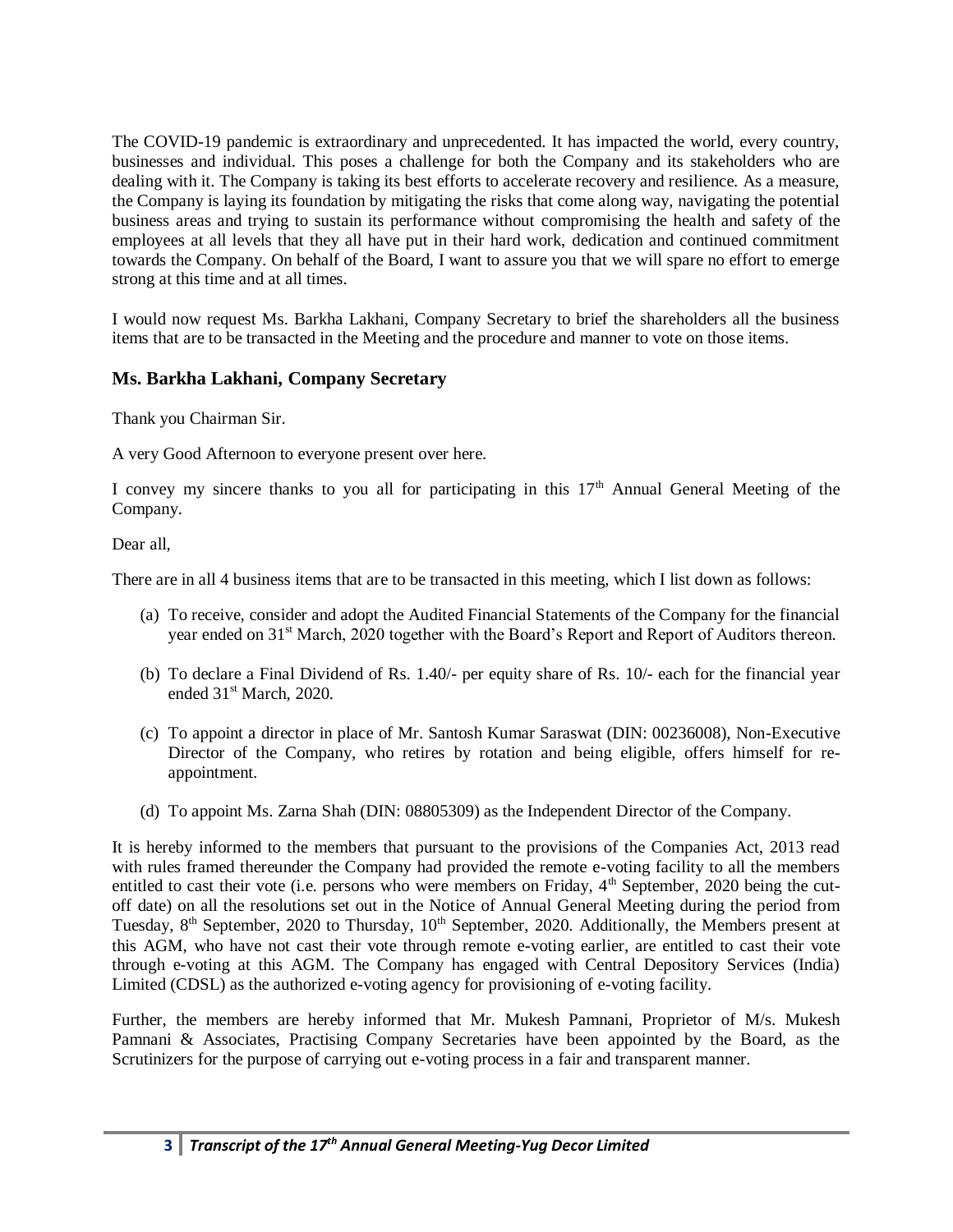The COVID-19 pandemic is extraordinary and unprecedented. It has impacted the world, every country, businesses and individual. This poses a challenge for both the Company and its stakeholders who are dealing with it. The Company is taking its best efforts to accelerate recovery and resilience. As a measure, the Company is laying its foundation by mitigating the risks that come along way, navigating the potential business areas and trying to sustain its performance without compromising the health and safety of the employees at all levels that they all have put in their hard work, dedication and continued commitment towards the Company. On behalf of the Board, I want to assure you that we will spare no effort to emerge strong at this time and at all times.

I would now request Ms. Barkha Lakhani, Company Secretary to brief the shareholders all the business items that are to be transacted in the Meeting and the procedure and manner to vote on those items.

### Ms. Barkha Lakhani, Company Secretary

Thank you Chairman Sir.

A very Good Afternoon to everyone present over here.

I convey my sincere thanks to you all for participating in this 17th Annual General Meeting of the Company.

Dear all,

There are in all 4 business items that are to be transacted in this meeting, which I list down as follows:

(a) To receive, consider and adopt the Audited Financial Statements of the Company for the financial year ended on 31st March, 2020 together with the Board's Report and Report of Auditors thereon.

(b) To declare a Final Dividend of Rs. 1.40/- per equity share of Rs. 10/- each for the financial year ended 31st March, 2020.

(c) To appoint a director in place of Mr. Santosh Kumar Saraswat (DIN: 00236008), Non-Executive Director of the Company, who retires by rotation and being eligible, offers himself for re-appointment.

(d) To appoint Ms. Zarna Shah (DIN: 08805309) as the Independent Director of the Company.

It is hereby informed to the members that pursuant to the provisions of the Companies Act, 2013 read with rules framed thereunder the Company had provided the remote e-voting facility to all the members entitled to cast their vote (i.e. persons who were members on Friday, 4th September, 2020 being the cut-off date) on all the resolutions set out in the Notice of Annual General Meeting during the period from Tuesday, 8th September, 2020 to Thursday, 10th September, 2020. Additionally, the Members present at this AGM, who have not cast their vote through remote e-voting earlier, are entitled to cast their vote through e-voting at this AGM. The Company has engaged with Central Depository Services (India) Limited (CDSL) as the authorized e-voting agency for provisioning of e-voting facility.

Further, the members are hereby informed that Mr. Mukesh Pamnani, Proprietor of M/s. Mukesh Pamnani & Associates, Practising Company Secretaries have been appointed by the Board, as the Scrutinizers for the purpose of carrying out e-voting process in a fair and transparent manner.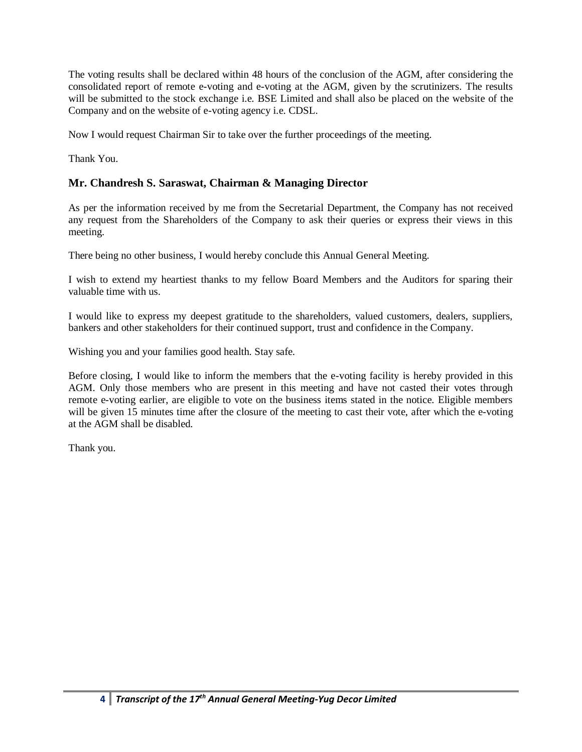The voting results shall be declared within 48 hours of the conclusion of the AGM, after considering the consolidated report of remote e-voting and e-voting at the AGM, given by the scrutinizers. The results will be submitted to the stock exchange i.e. BSE Limited and shall also be placed on the website of the Company and on the website of e-voting agency i.e. CDSL.

Now I would request Chairman Sir to take over the further proceedings of the meeting.

Thank You.

### Mr. Chandresh S. Saraswat, Chairman & Managing Director

As per the information received by me from the Secretarial Department, the Company has not received any request from the Shareholders of the Company to ask their queries or express their views in this meeting.

There being no other business, I would hereby conclude this Annual General Meeting.

I wish to extend my heartiest thanks to my fellow Board Members and the Auditors for sparing their valuable time with us.

I would like to express my deepest gratitude to the shareholders, valued customers, dealers, suppliers, bankers and other stakeholders for their continued support, trust and confidence in the Company.

Wishing you and your families good health. Stay safe.

Before closing, I would like to inform the members that the e-voting facility is hereby provided in this AGM. Only those members who are present in this meeting and have not casted their votes through remote e-voting earlier, are eligible to vote on the business items stated in the notice. Eligible members will be given 15 minutes time after the closure of the meeting to cast their vote, after which the e-voting at the AGM shall be disabled.

Thank you.